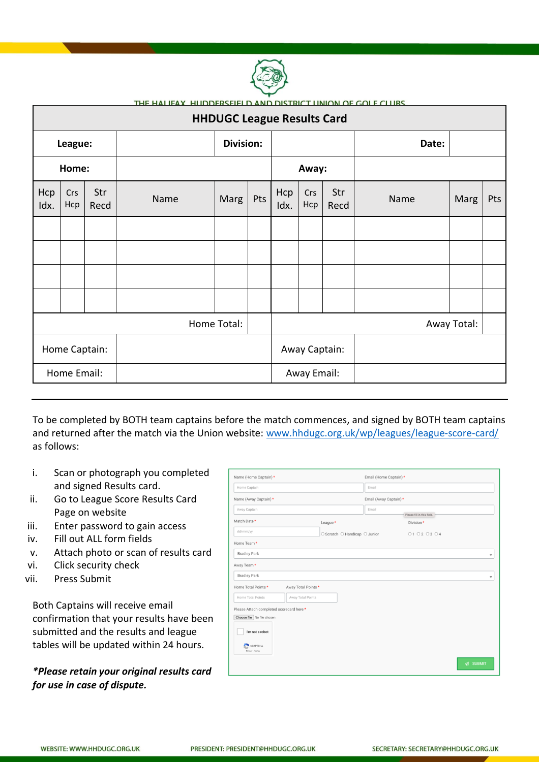THE HALIFAX, HUDDERSFIELD AND DISTRICT UNION OF GOLF CLUBS

# HHDUGC League Results Card

| League: | | Division: | | Date: | |
|---|---|---|---|---|---|
| Home: | | Away: | | | |

| Hcp Idx. | Crs Hcp | Str Recd | Name | Marg | Pts | Hcp Idx. | Crs Hcp | Str Recd | Name | Marg | Pts |
|---|---|---|---|---|---|---|---|---|---|---|---|
| | | | | | | | | | | | |
| | | | | | | | | | | | |
| | | | | | | | | | | | |
| | | | | | | | | | | | |
| | | | | Home Total: | | | | | | Away Total: | |

| Home Captain: | | Away Captain: | |
|---|---|---|---|
| Home Email: | | Away Email: | |

---

To be completed by BOTH team captains before the match commences, and signed by BOTH team captains and returned after the match via the Union website: [www.hhdugc.org.uk/wp/leagues/league-score-card/](http://www.hhdugc.org.uk/wp/leagues/league-score-card/) as follows:

i. Scan or photograph you completed and signed Results card.
ii. Go to League Score Results Card Page on website
iii. Enter password to gain access
iv. Fill out ALL form fields
v. Attach photo or scan of results card
vi. Click security check
vii. Press Submit

Both Captains will receive email confirmation that your results have been submitted and the results and league tables will be updated within 24 hours.

***Please retain your original results card for use in case of dispute.***

Name (Home Captain) * — Home Captain
Email (Home Captain) * — Email
Name (Away Captain) * — Away Captain
Email (Away Captain) * — Email
Please fill in this field.
Match Date * — dd/mm/yy
League * — ○ Scratch ○ Handicap ○ Junior
Division * — ○ 1 ○ 2 ○ 3 ○ 4
Home Team * — Bradley Park
Away Team * — Bradley Park
Home Total Points * — Home Total Points
Away Total Points * — Away Total Points
Please Attach completed scorecard here * — Choose file No file chosen
I'm not a robot — reCAPTCHA Privacy - Terms
SUBMIT

WEBSITE: WWW.HHDUGC.ORG.UK PRESIDENT: PRESIDENT@HHDUGC.ORG.UK SECRETARY: SECRETARY@HHDUGC.ORG.UK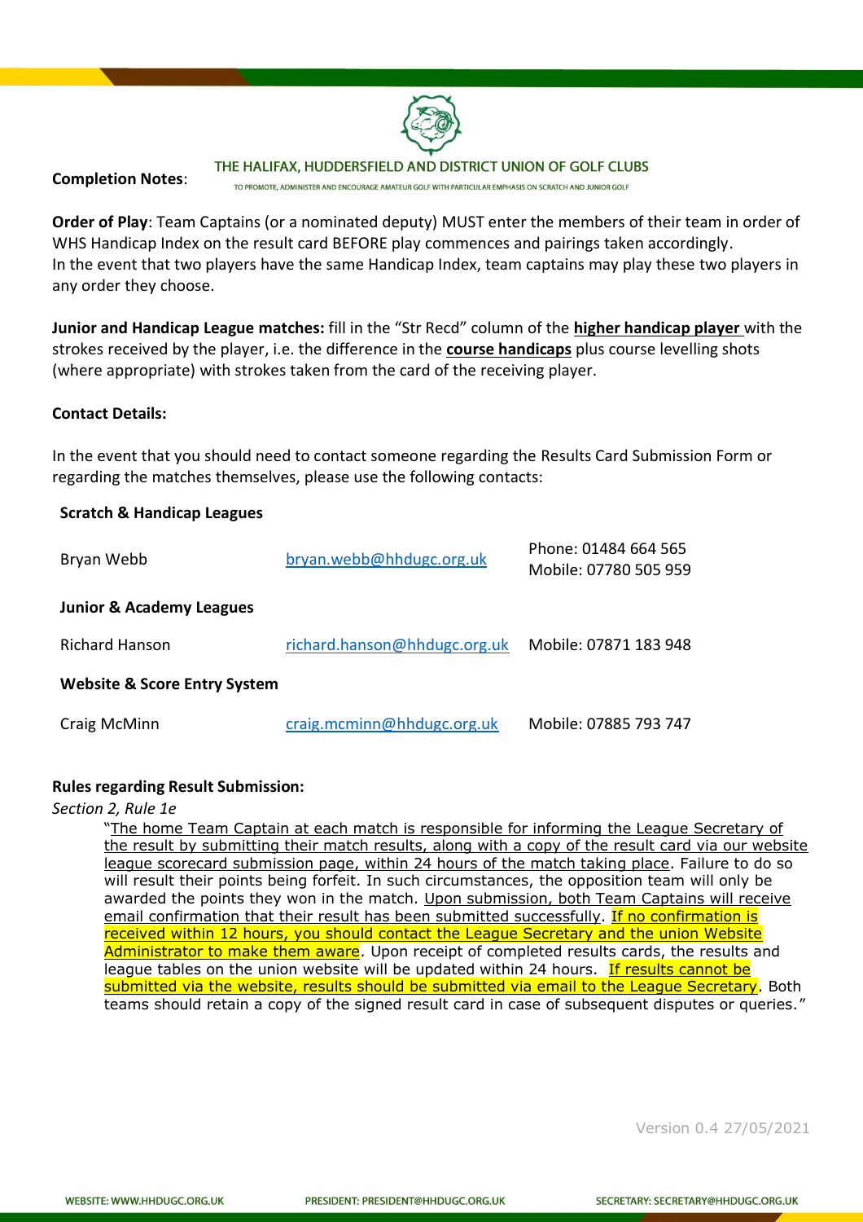**Completion Notes**:

THE HALIFAX, HUDDERSFIELD AND DISTRICT UNION OF GOLF CLUBS

TO PROMOTE, ADMINISTER AND ENCOURAGE AMATEUR GOLF WITH PARTICULAR EMPHASIS ON SCRATCH AND JUNIOR GOLF

**Order of Play**: Team Captains (or a nominated deputy) MUST enter the members of their team in order of WHS Handicap Index on the result card BEFORE play commences and pairings taken accordingly. In the event that two players have the same Handicap Index, team captains may play these two players in any order they choose.

**Junior and Handicap League matches:** fill in the "Str Recd" column of the **higher handicap player** with the strokes received by the player, i.e. the difference in the **course handicaps** plus course levelling shots (where appropriate) with strokes taken from the card of the receiving player.

**Contact Details:**

In the event that you should need to contact someone regarding the Results Card Submission Form or regarding the matches themselves, please use the following contacts:

| | | |
|---|---|---|
| **Scratch & Handicap Leagues** | | |
| Bryan Webb | bryan.webb@hhdugc.org.uk | Phone: 01484 664 565<br>Mobile: 07780 505 959 |
| **Junior & Academy Leagues** | | |
| Richard Hanson | richard.hanson@hhdugc.org.uk | Mobile: 07871 183 948 |
| **Website & Score Entry System** | | |
| Craig McMinn | craig.mcminn@hhdugc.org.uk | Mobile: 07885 793 747 |

**Rules regarding Result Submission:**

*Section 2, Rule 1e*

> "The home Team Captain at each match is responsible for informing the League Secretary of the result by submitting their match results, along with a copy of the result card via our website league scorecard submission page, within 24 hours of the match taking place. Failure to do so will result their points being forfeit. In such circumstances, the opposition team will only be awarded the points they won in the match. Upon submission, both Team Captains will receive email confirmation that their result has been submitted successfully. If no confirmation is received within 12 hours, you should contact the League Secretary and the union Website Administrator to make them aware. Upon receipt of completed results cards, the results and league tables on the union website will be updated within 24 hours. If results cannot be submitted via the website, results should be submitted via email to the League Secretary. Both teams should retain a copy of the signed result card in case of subsequent disputes or queries."

Version 0.4 27/05/2021

WEBSITE: WWW.HHDUGC.ORG.UK PRESIDENT: PRESIDENT@HHDUGC.ORG.UK SECRETARY: SECRETARY@HHDUGC.ORG.UK